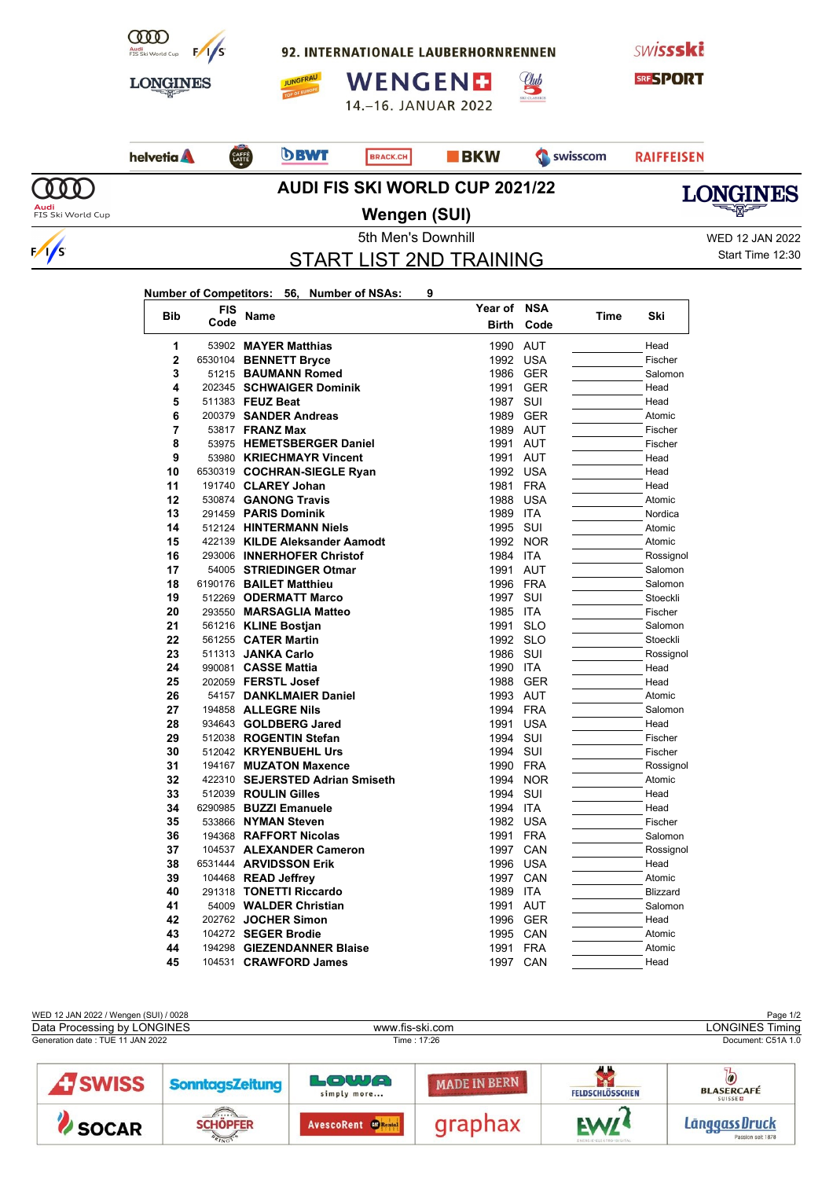92. INTERNATIONALE LAUBERHORNRENNEN

WENGEN

14.–16. JANUAR 2022

# AUDI FIS SKI WORLD CUP 2021/22

## Wengen (SUI)

5th Men's Downhill

WED 12 JAN 2022

Start Time 12:30

## START LIST 2ND TRAINING

**Number of Competitors: 56, Number of NSAs: 9**

| Bib | FIS Code | Name | Year of Birth | NSA Code | Time | Ski |
|---|---|---|---|---|---|---|
| 1 | 53902 | **MAYER Matthias** | 1990 | AUT | | Head |
| 2 | 6530104 | **BENNETT Bryce** | 1992 | USA | | Fischer |
| 3 | 51215 | **BAUMANN Romed** | 1986 | GER | | Salomon |
| 4 | 202345 | **SCHWAIGER Dominik** | 1991 | GER | | Head |
| 5 | 511383 | **FEUZ Beat** | 1987 | SUI | | Head |
| 6 | 200379 | **SANDER Andreas** | 1989 | GER | | Atomic |
| 7 | 53817 | **FRANZ Max** | 1989 | AUT | | Fischer |
| 8 | 53975 | **HEMETSBERGER Daniel** | 1991 | AUT | | Fischer |
| 9 | 53980 | **KRIECHMAYR Vincent** | 1991 | AUT | | Head |
| 10 | 6530319 | **COCHRAN-SIEGLE Ryan** | 1992 | USA | | Head |
| 11 | 191740 | **CLAREY Johan** | 1981 | FRA | | Head |
| 12 | 530874 | **GANONG Travis** | 1988 | USA | | Atomic |
| 13 | 291459 | **PARIS Dominik** | 1989 | ITA | | Nordica |
| 14 | 512124 | **HINTERMANN Niels** | 1995 | SUI | | Atomic |
| 15 | 422139 | **KILDE Aleksander Aamodt** | 1992 | NOR | | Atomic |
| 16 | 293006 | **INNERHOFER Christof** | 1984 | ITA | | Rossignol |
| 17 | 54005 | **STRIEDINGER Otmar** | 1991 | AUT | | Salomon |
| 18 | 6190176 | **BAILET Matthieu** | 1996 | FRA | | Salomon |
| 19 | 512269 | **ODERMATT Marco** | 1997 | SUI | | Stoeckli |
| 20 | 293550 | **MARSAGLIA Matteo** | 1985 | ITA | | Fischer |
| 21 | 561216 | **KLINE Bostjan** | 1991 | SLO | | Salomon |
| 22 | 561255 | **CATER Martin** | 1992 | SLO | | Stoeckli |
| 23 | 511313 | **JANKA Carlo** | 1986 | SUI | | Rossignol |
| 24 | 990081 | **CASSE Mattia** | 1990 | ITA | | Head |
| 25 | 202059 | **FERSTL Josef** | 1988 | GER | | Head |
| 26 | 54157 | **DANKLMAIER Daniel** | 1993 | AUT | | Atomic |
| 27 | 194858 | **ALLEGRE Nils** | 1994 | FRA | | Salomon |
| 28 | 934643 | **GOLDBERG Jared** | 1991 | USA | | Head |
| 29 | 512038 | **ROGENTIN Stefan** | 1994 | SUI | | Fischer |
| 30 | 512042 | **KRYENBUEHL Urs** | 1994 | SUI | | Fischer |
| 31 | 194167 | **MUZATON Maxence** | 1990 | FRA | | Rossignol |
| 32 | 422310 | **SEJERSTED Adrian Smiseth** | 1994 | NOR | | Atomic |
| 33 | 512039 | **ROULIN Gilles** | 1994 | SUI | | Head |
| 34 | 6290985 | **BUZZI Emanuele** | 1994 | ITA | | Head |
| 35 | 533866 | **NYMAN Steven** | 1982 | USA | | Fischer |
| 36 | 194368 | **RAFFORT Nicolas** | 1991 | FRA | | Salomon |
| 37 | 104537 | **ALEXANDER Cameron** | 1997 | CAN | | Rossignol |
| 38 | 6531444 | **ARVIDSSON Erik** | 1996 | USA | | Head |
| 39 | 104468 | **READ Jeffrey** | 1997 | CAN | | Atomic |
| 40 | 291318 | **TONETTI Riccardo** | 1989 | ITA | | Blizzard |
| 41 | 54009 | **WALDER Christian** | 1991 | AUT | | Salomon |
| 42 | 202762 | **JOCHER Simon** | 1996 | GER | | Head |
| 43 | 104272 | **SEGER Brodie** | 1995 | CAN | | Atomic |
| 44 | 194298 | **GIEZENDANNER Blaise** | 1991 | FRA | | Atomic |
| 45 | 104531 | **CRAWFORD James** | 1997 | CAN | | Head |

WED 12 JAN 2022 / Wengen (SUI) / 0028

Data Processing by LONGINES | www.fis-ski.com | LONGINES Timing

Generation date : TUE 11 JAN 2022 | Time : 17:26 | Document: C51A 1.0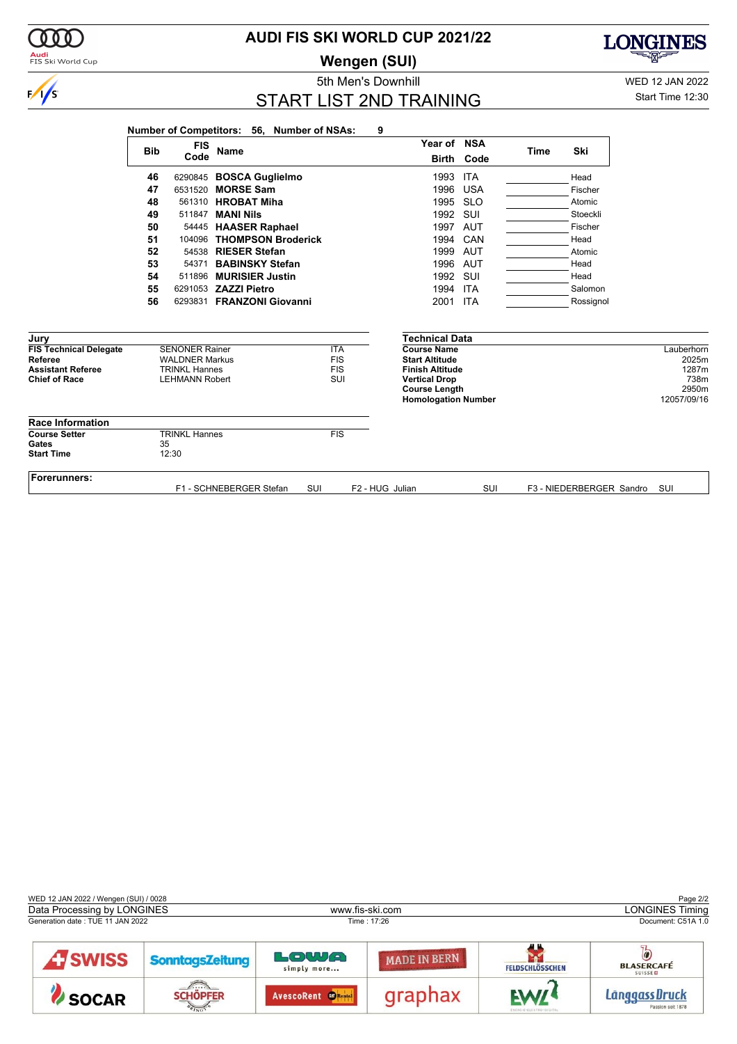# AUDI FIS SKI WORLD CUP 2021/22

## Wengen (SUI)

5th Men's Downhill

## START LIST 2ND TRAINING

WED 12 JAN 2022
Start Time 12:30

**Number of Competitors: 56, Number of NSAs: 9**

| Bib | FIS Code | Name | Year of Birth | NSA Code | Time | Ski |
|---|---|---|---|---|---|---|
| 46 | 6290845 | **BOSCA Guglielmo** | 1993 | ITA | | Head |
| 47 | 6531520 | **MORSE Sam** | 1996 | USA | | Fischer |
| 48 | 561310 | **HROBAT Miha** | 1995 | SLO | | Atomic |
| 49 | 511847 | **MANI Nils** | 1992 | SUI | | Stoeckli |
| 50 | 54445 | **HAASER Raphael** | 1997 | AUT | | Fischer |
| 51 | 104096 | **THOMPSON Broderick** | 1994 | CAN | | Head |
| 52 | 54538 | **RIESER Stefan** | 1999 | AUT | | Atomic |
| 53 | 54371 | **BABINSKY Stefan** | 1996 | AUT | | Head |
| 54 | 511896 | **MURISIER Justin** | 1992 | SUI | | Head |
| 55 | 6291053 | **ZAZZI Pietro** | 1994 | ITA | | Salomon |
| 56 | 6293831 | **FRANZONI Giovanni** | 2001 | ITA | | Rossignol |

### Jury

| | | |
|---|---|---|
| **FIS Technical Delegate** | SENONER Rainer | ITA |
| **Referee** | WALDNER Markus | FIS |
| **Assistant Referee** | TRINKL Hannes | FIS |
| **Chief of Race** | LEHMANN Robert | SUI |

### Technical Data

| | |
|---|---|
| **Course Name** | Lauberhorn |
| **Start Altitude** | 2025m |
| **Finish Altitude** | 1287m |
| **Vertical Drop** | 738m |
| **Course Length** | 2950m |
| **Homologation Number** | 12057/09/16 |

### Race Information

| | | |
|---|---|---|
| **Course Setter** | TRINKL Hannes | FIS |
| **Gates** | 35 | |
| **Start Time** | 12:30 | |

### Forerunners:

F1 - SCHNEBERGER Stefan SUI    F2 - HUG Julian SUI    F3 - NIEDERBERGER Sandro SUI

WED 12 JAN 2022 / Wengen (SUI) / 0028
Data Processing by LONGINES — www.fis-ski.com — LONGINES Timing
Generation date : TUE 11 JAN 2022 — Time : 17:26 — Document: C51A 1.0